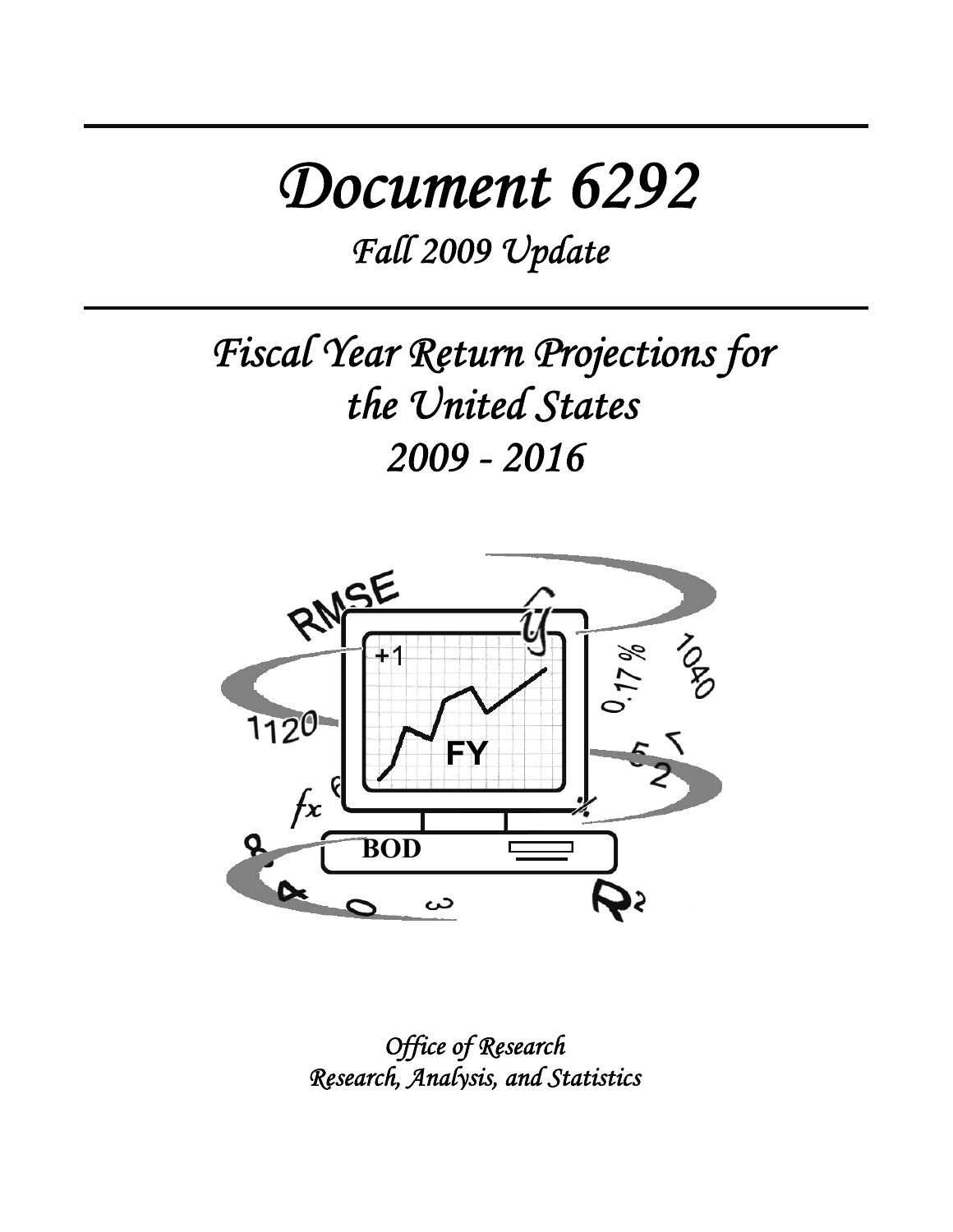# Document 6292

## Fall 2009 Update

# Fiscal Year Return Projections for the United States 2009 - 2016

*Office of Research*
*Research, Analysis, and Statistics*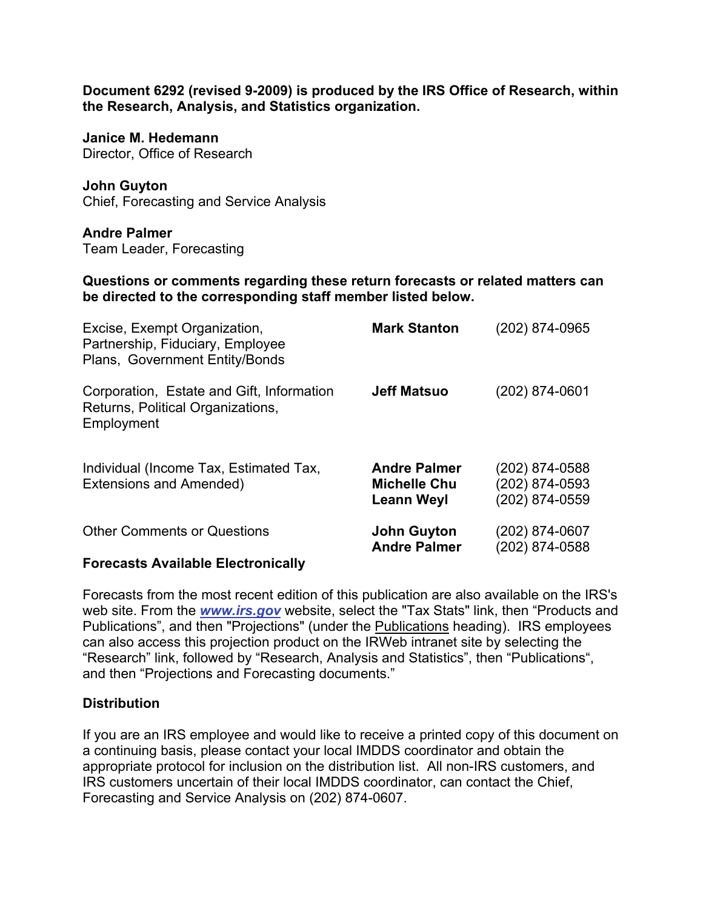**Document 6292 (revised 9-2009) is produced by the IRS Office of Research, within the Research, Analysis, and Statistics organization.**

**Janice M. Hedemann**
Director, Office of Research

**John Guyton**
Chief, Forecasting and Service Analysis

**Andre Palmer**
Team Leader, Forecasting

**Questions or comments regarding these return forecasts or related matters can be directed to the corresponding staff member listed below.**

| | | |
|---|---|---|
| Excise, Exempt Organization, Partnership, Fiduciary, Employee Plans, Government Entity/Bonds | **Mark Stanton** | (202) 874-0965 |
| Corporation, Estate and Gift, Information Returns, Political Organizations, Employment | **Jeff Matsuo** | (202) 874-0601 |
| Individual (Income Tax, Estimated Tax, Extensions and Amended) | **Andre Palmer**<br>**Michelle Chu**<br>**Leann Weyl** | (202) 874-0588<br>(202) 874-0593<br>(202) 874-0559 |
| Other Comments or Questions | **John Guyton**<br>**Andre Palmer** | (202) 874-0607<br>(202) 874-0588 |

**Forecasts Available Electronically**

Forecasts from the most recent edition of this publication are also available on the IRS's web site. From the ***www.irs.gov*** website, select the "Tax Stats" link, then "Products and Publications", and then "Projections" (under the Publications heading). IRS employees can also access this projection product on the IRWeb intranet site by selecting the "Research" link, followed by "Research, Analysis and Statistics", then "Publications", and then "Projections and Forecasting documents."

**Distribution**

If you are an IRS employee and would like to receive a printed copy of this document on a continuing basis, please contact your local IMDDS coordinator and obtain the appropriate protocol for inclusion on the distribution list. All non-IRS customers, and IRS customers uncertain of their local IMDDS coordinator, can contact the Chief, Forecasting and Service Analysis on (202) 874-0607.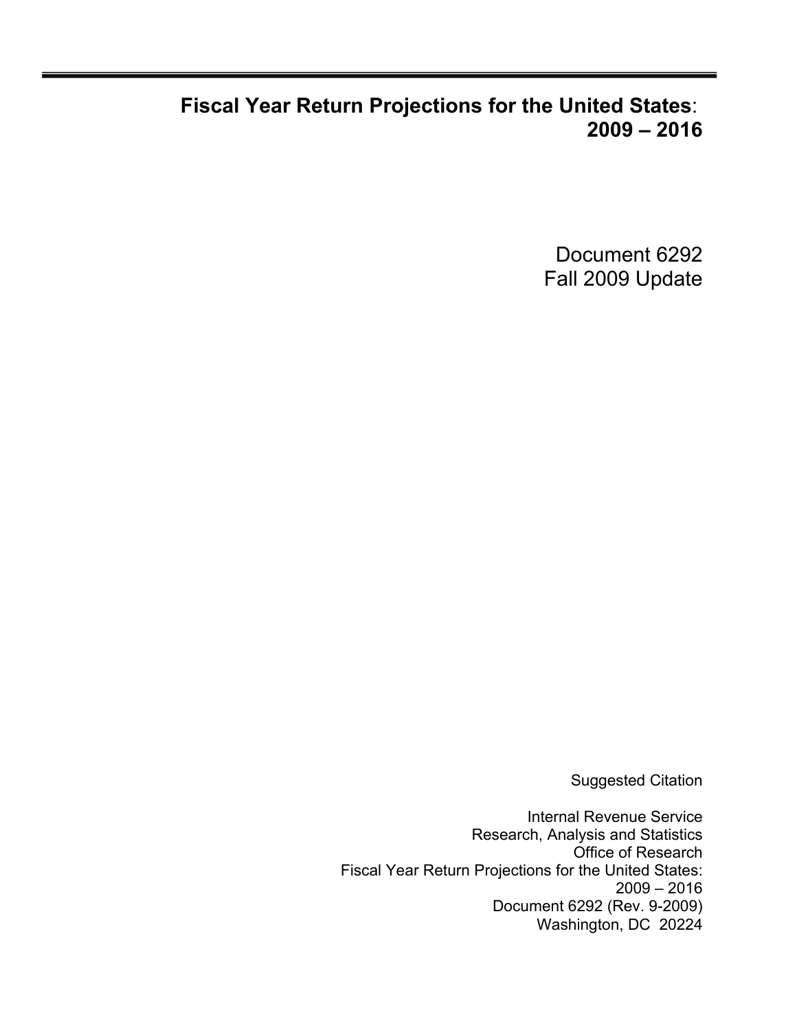# Fiscal Year Return Projections for the United States: 2009 – 2016

Document 6292
Fall 2009 Update

Suggested Citation

Internal Revenue Service
Research, Analysis and Statistics
Office of Research
Fiscal Year Return Projections for the United States:
2009 – 2016
Document 6292 (Rev. 9-2009)
Washington, DC 20224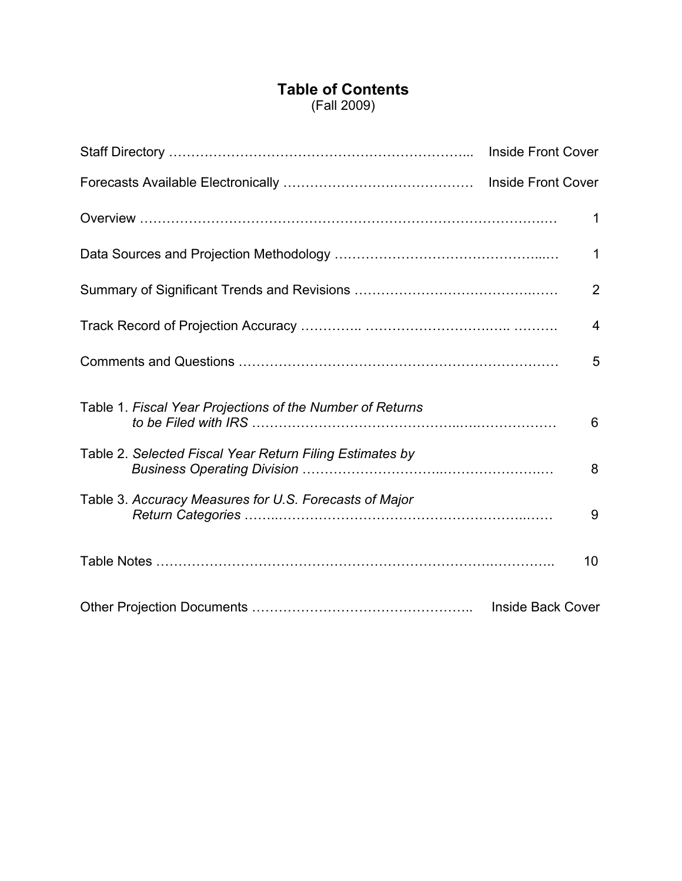# Table of Contents

(Fall 2009)

| | |
|---|---|
| Staff Directory | Inside Front Cover |
| Forecasts Available Electronically | Inside Front Cover |
| Overview | 1 |
| Data Sources and Projection Methodology | 1 |
| Summary of Significant Trends and Revisions | 2 |
| Track Record of Projection Accuracy | 4 |
| Comments and Questions | 5 |
| Table 1. *Fiscal Year Projections of the Number of Returns to be Filed with IRS* | 6 |
| Table 2. *Selected Fiscal Year Return Filing Estimates by Business Operating Division* | 8 |
| Table 3. *Accuracy Measures for U.S. Forecasts of Major Return Categories* | 9 |
| Table Notes | 10 |
| Other Projection Documents | Inside Back Cover |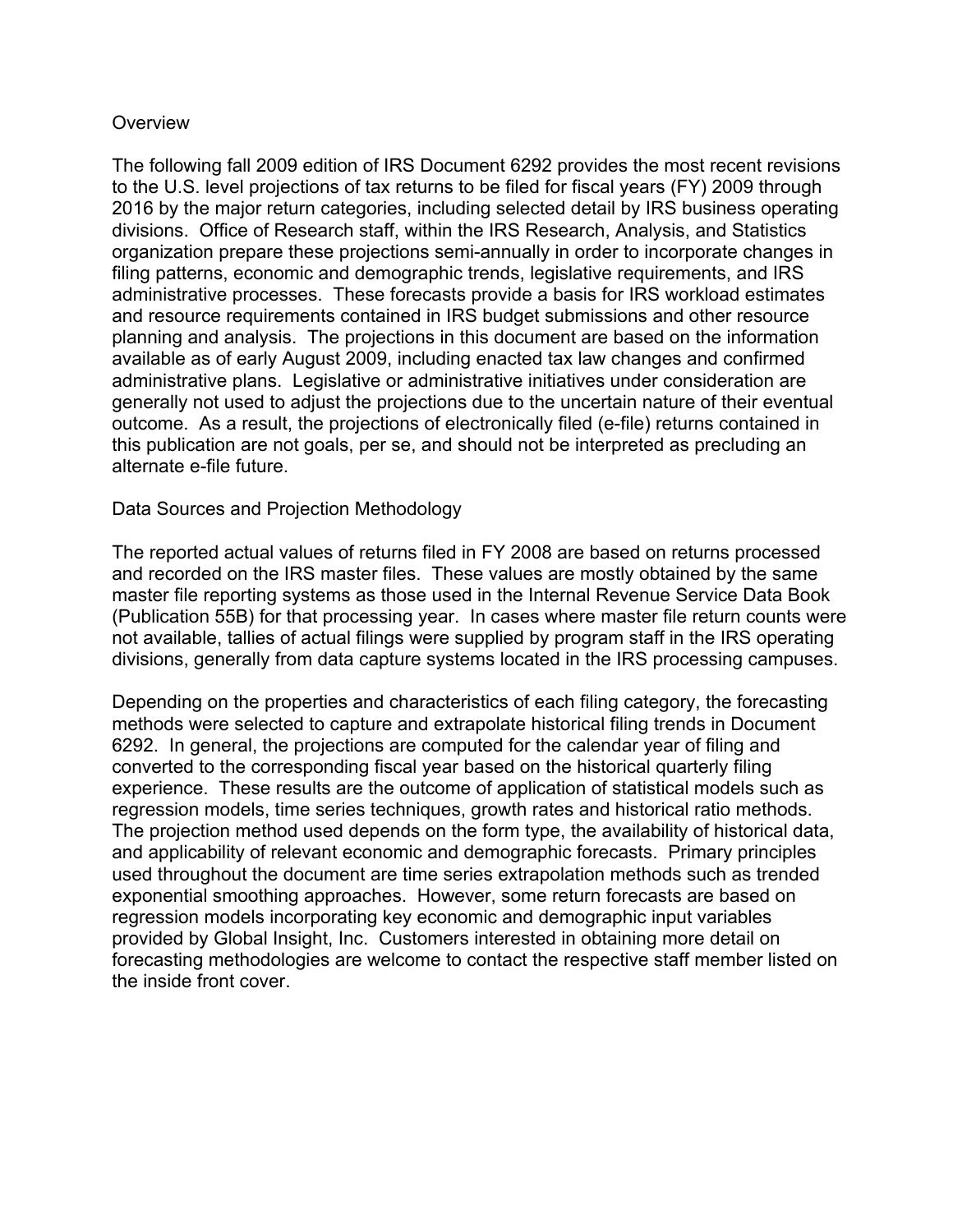## Overview

The following fall 2009 edition of IRS Document 6292 provides the most recent revisions to the U.S. level projections of tax returns to be filed for fiscal years (FY) 2009 through 2016 by the major return categories, including selected detail by IRS business operating divisions. Office of Research staff, within the IRS Research, Analysis, and Statistics organization prepare these projections semi-annually in order to incorporate changes in filing patterns, economic and demographic trends, legislative requirements, and IRS administrative processes. These forecasts provide a basis for IRS workload estimates and resource requirements contained in IRS budget submissions and other resource planning and analysis. The projections in this document are based on the information available as of early August 2009, including enacted tax law changes and confirmed administrative plans. Legislative or administrative initiatives under consideration are generally not used to adjust the projections due to the uncertain nature of their eventual outcome. As a result, the projections of electronically filed (e-file) returns contained in this publication are not goals, per se, and should not be interpreted as precluding an alternate e-file future.

## Data Sources and Projection Methodology

The reported actual values of returns filed in FY 2008 are based on returns processed and recorded on the IRS master files. These values are mostly obtained by the same master file reporting systems as those used in the Internal Revenue Service Data Book (Publication 55B) for that processing year. In cases where master file return counts were not available, tallies of actual filings were supplied by program staff in the IRS operating divisions, generally from data capture systems located in the IRS processing campuses.

Depending on the properties and characteristics of each filing category, the forecasting methods were selected to capture and extrapolate historical filing trends in Document 6292. In general, the projections are computed for the calendar year of filing and converted to the corresponding fiscal year based on the historical quarterly filing experience. These results are the outcome of application of statistical models such as regression models, time series techniques, growth rates and historical ratio methods. The projection method used depends on the form type, the availability of historical data, and applicability of relevant economic and demographic forecasts. Primary principles used throughout the document are time series extrapolation methods such as trended exponential smoothing approaches. However, some return forecasts are based on regression models incorporating key economic and demographic input variables provided by Global Insight, Inc. Customers interested in obtaining more detail on forecasting methodologies are welcome to contact the respective staff member listed on the inside front cover.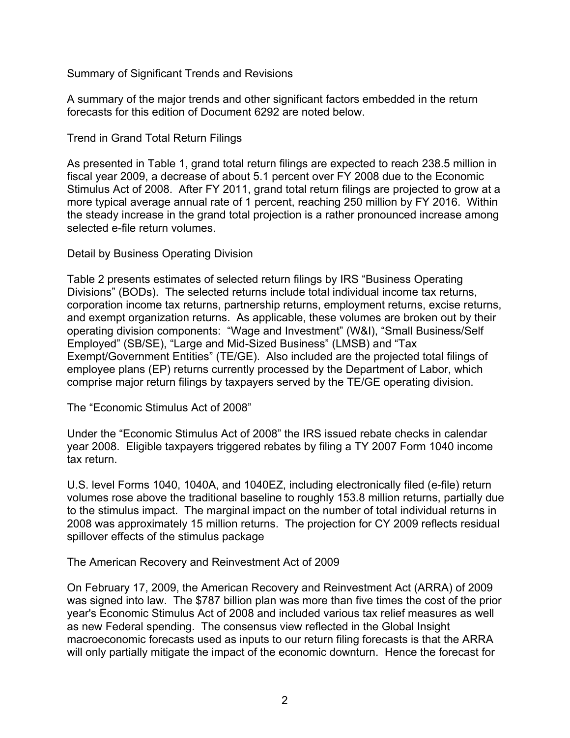## Summary of Significant Trends and Revisions

A summary of the major trends and other significant factors embedded in the return forecasts for this edition of Document 6292 are noted below.

### Trend in Grand Total Return Filings

As presented in Table 1, grand total return filings are expected to reach 238.5 million in fiscal year 2009, a decrease of about 5.1 percent over FY 2008 due to the Economic Stimulus Act of 2008. After FY 2011, grand total return filings are projected to grow at a more typical average annual rate of 1 percent, reaching 250 million by FY 2016. Within the steady increase in the grand total projection is a rather pronounced increase among selected e-file return volumes.

### Detail by Business Operating Division

Table 2 presents estimates of selected return filings by IRS "Business Operating Divisions" (BODs). The selected returns include total individual income tax returns, corporation income tax returns, partnership returns, employment returns, excise returns, and exempt organization returns. As applicable, these volumes are broken out by their operating division components: "Wage and Investment" (W&I), "Small Business/Self Employed" (SB/SE), "Large and Mid-Sized Business" (LMSB) and "Tax Exempt/Government Entities" (TE/GE). Also included are the projected total filings of employee plans (EP) returns currently processed by the Department of Labor, which comprise major return filings by taxpayers served by the TE/GE operating division.

### The "Economic Stimulus Act of 2008"

Under the "Economic Stimulus Act of 2008" the IRS issued rebate checks in calendar year 2008. Eligible taxpayers triggered rebates by filing a TY 2007 Form 1040 income tax return.

U.S. level Forms 1040, 1040A, and 1040EZ, including electronically filed (e-file) return volumes rose above the traditional baseline to roughly 153.8 million returns, partially due to the stimulus impact. The marginal impact on the number of total individual returns in 2008 was approximately 15 million returns. The projection for CY 2009 reflects residual spillover effects of the stimulus package

### The American Recovery and Reinvestment Act of 2009

On February 17, 2009, the American Recovery and Reinvestment Act (ARRA) of 2009 was signed into law. The $787 billion plan was more than five times the cost of the prior year's Economic Stimulus Act of 2008 and included various tax relief measures as well as new Federal spending. The consensus view reflected in the Global Insight macroeconomic forecasts used as inputs to our return filing forecasts is that the ARRA will only partially mitigate the impact of the economic downturn. Hence the forecast for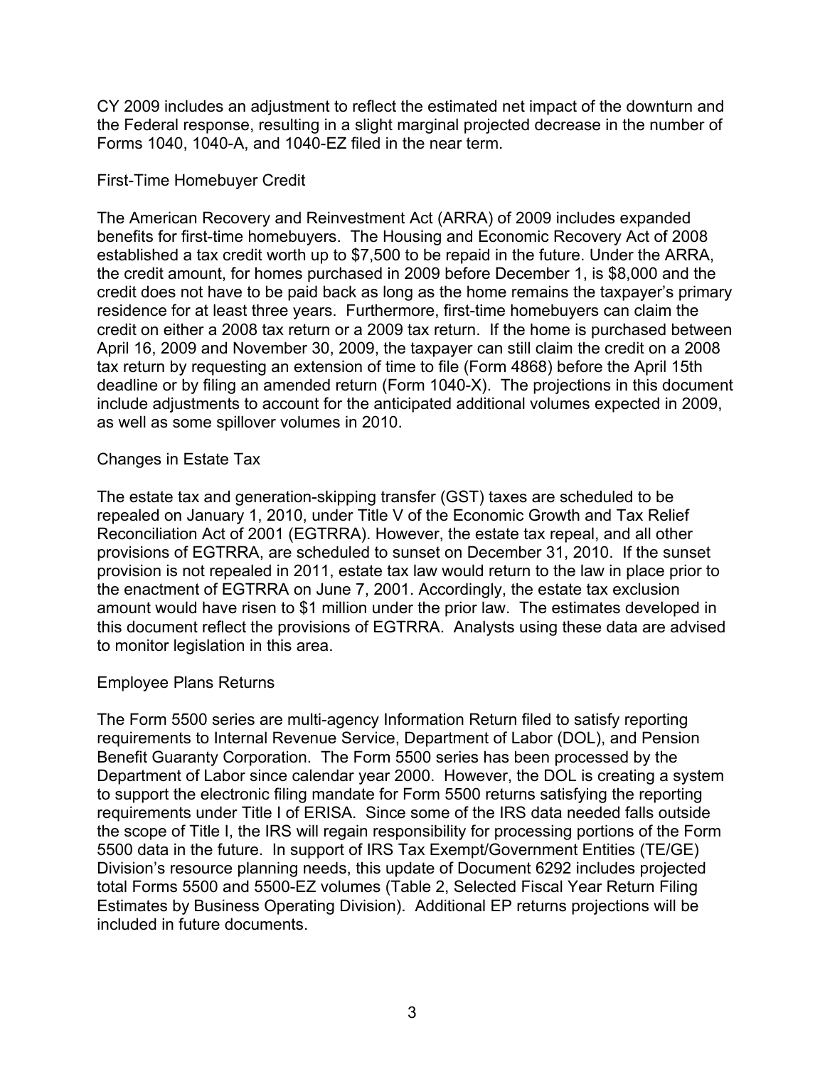CY 2009 includes an adjustment to reflect the estimated net impact of the downturn and the Federal response, resulting in a slight marginal projected decrease in the number of Forms 1040, 1040-A, and 1040-EZ filed in the near term.

### First-Time Homebuyer Credit

The American Recovery and Reinvestment Act (ARRA) of 2009 includes expanded benefits for first-time homebuyers. The Housing and Economic Recovery Act of 2008 established a tax credit worth up to $7,500 to be repaid in the future. Under the ARRA, the credit amount, for homes purchased in 2009 before December 1, is $8,000 and the credit does not have to be paid back as long as the home remains the taxpayer's primary residence for at least three years. Furthermore, first-time homebuyers can claim the credit on either a 2008 tax return or a 2009 tax return. If the home is purchased between April 16, 2009 and November 30, 2009, the taxpayer can still claim the credit on a 2008 tax return by requesting an extension of time to file (Form 4868) before the April 15th deadline or by filing an amended return (Form 1040-X). The projections in this document include adjustments to account for the anticipated additional volumes expected in 2009, as well as some spillover volumes in 2010.

### Changes in Estate Tax

The estate tax and generation-skipping transfer (GST) taxes are scheduled to be repealed on January 1, 2010, under Title V of the Economic Growth and Tax Relief Reconciliation Act of 2001 (EGTRRA). However, the estate tax repeal, and all other provisions of EGTRRA, are scheduled to sunset on December 31, 2010. If the sunset provision is not repealed in 2011, estate tax law would return to the law in place prior to the enactment of EGTRRA on June 7, 2001. Accordingly, the estate tax exclusion amount would have risen to $1 million under the prior law. The estimates developed in this document reflect the provisions of EGTRRA. Analysts using these data are advised to monitor legislation in this area.

### Employee Plans Returns

The Form 5500 series are multi-agency Information Return filed to satisfy reporting requirements to Internal Revenue Service, Department of Labor (DOL), and Pension Benefit Guaranty Corporation. The Form 5500 series has been processed by the Department of Labor since calendar year 2000. However, the DOL is creating a system to support the electronic filing mandate for Form 5500 returns satisfying the reporting requirements under Title I of ERISA. Since some of the IRS data needed falls outside the scope of Title I, the IRS will regain responsibility for processing portions of the Form 5500 data in the future. In support of IRS Tax Exempt/Government Entities (TE/GE) Division's resource planning needs, this update of Document 6292 includes projected total Forms 5500 and 5500-EZ volumes (Table 2, Selected Fiscal Year Return Filing Estimates by Business Operating Division). Additional EP returns projections will be included in future documents.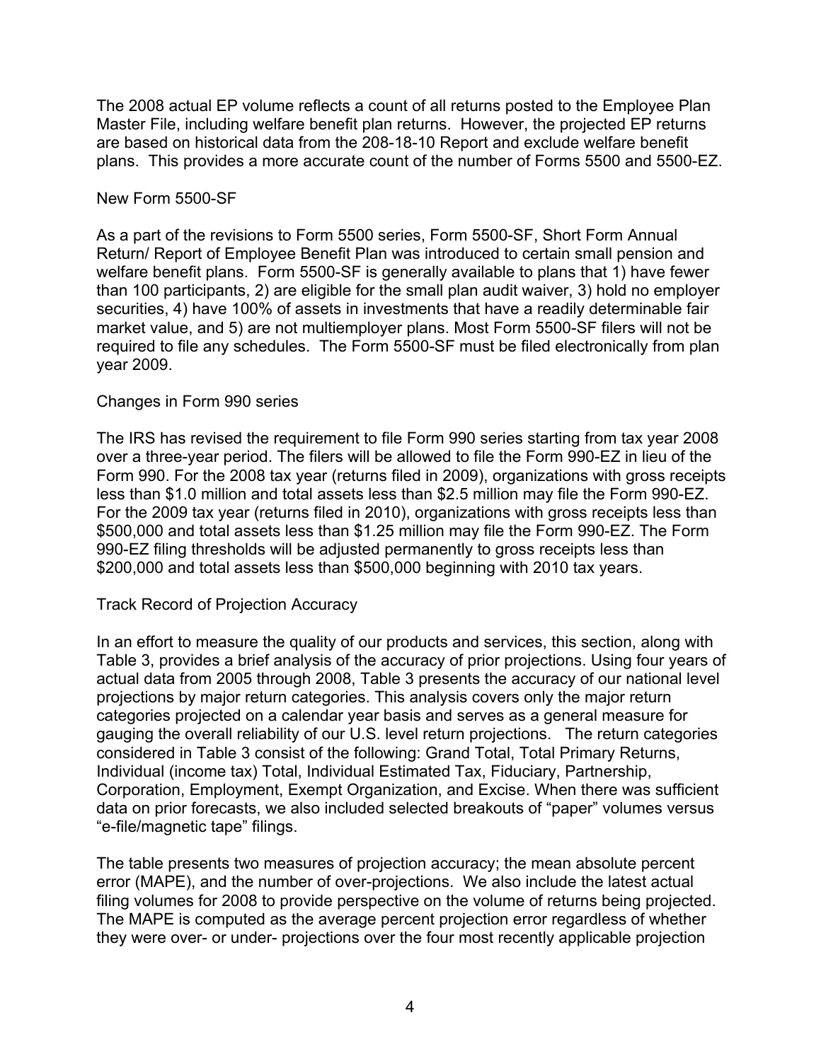The 2008 actual EP volume reflects a count of all returns posted to the Employee Plan Master File, including welfare benefit plan returns. However, the projected EP returns are based on historical data from the 208-18-10 Report and exclude welfare benefit plans. This provides a more accurate count of the number of Forms 5500 and 5500-EZ.

## New Form 5500-SF

As a part of the revisions to Form 5500 series, Form 5500-SF, Short Form Annual Return/ Report of Employee Benefit Plan was introduced to certain small pension and welfare benefit plans. Form 5500-SF is generally available to plans that 1) have fewer than 100 participants, 2) are eligible for the small plan audit waiver, 3) hold no employer securities, 4) have 100% of assets in investments that have a readily determinable fair market value, and 5) are not multiemployer plans. Most Form 5500-SF filers will not be required to file any schedules. The Form 5500-SF must be filed electronically from plan year 2009.

## Changes in Form 990 series

The IRS has revised the requirement to file Form 990 series starting from tax year 2008 over a three-year period. The filers will be allowed to file the Form 990-EZ in lieu of the Form 990. For the 2008 tax year (returns filed in 2009), organizations with gross receipts less than $1.0 million and total assets less than $2.5 million may file the Form 990-EZ. For the 2009 tax year (returns filed in 2010), organizations with gross receipts less than $500,000 and total assets less than $1.25 million may file the Form 990-EZ. The Form 990-EZ filing thresholds will be adjusted permanently to gross receipts less than $200,000 and total assets less than $500,000 beginning with 2010 tax years.

## Track Record of Projection Accuracy

In an effort to measure the quality of our products and services, this section, along with Table 3, provides a brief analysis of the accuracy of prior projections. Using four years of actual data from 2005 through 2008, Table 3 presents the accuracy of our national level projections by major return categories. This analysis covers only the major return categories projected on a calendar year basis and serves as a general measure for gauging the overall reliability of our U.S. level return projections. The return categories considered in Table 3 consist of the following: Grand Total, Total Primary Returns, Individual (income tax) Total, Individual Estimated Tax, Fiduciary, Partnership, Corporation, Employment, Exempt Organization, and Excise. When there was sufficient data on prior forecasts, we also included selected breakouts of "paper" volumes versus "e-file/magnetic tape" filings.

The table presents two measures of projection accuracy; the mean absolute percent error (MAPE), and the number of over-projections. We also include the latest actual filing volumes for 2008 to provide perspective on the volume of returns being projected. The MAPE is computed as the average percent projection error regardless of whether they were over- or under- projections over the four most recently applicable projection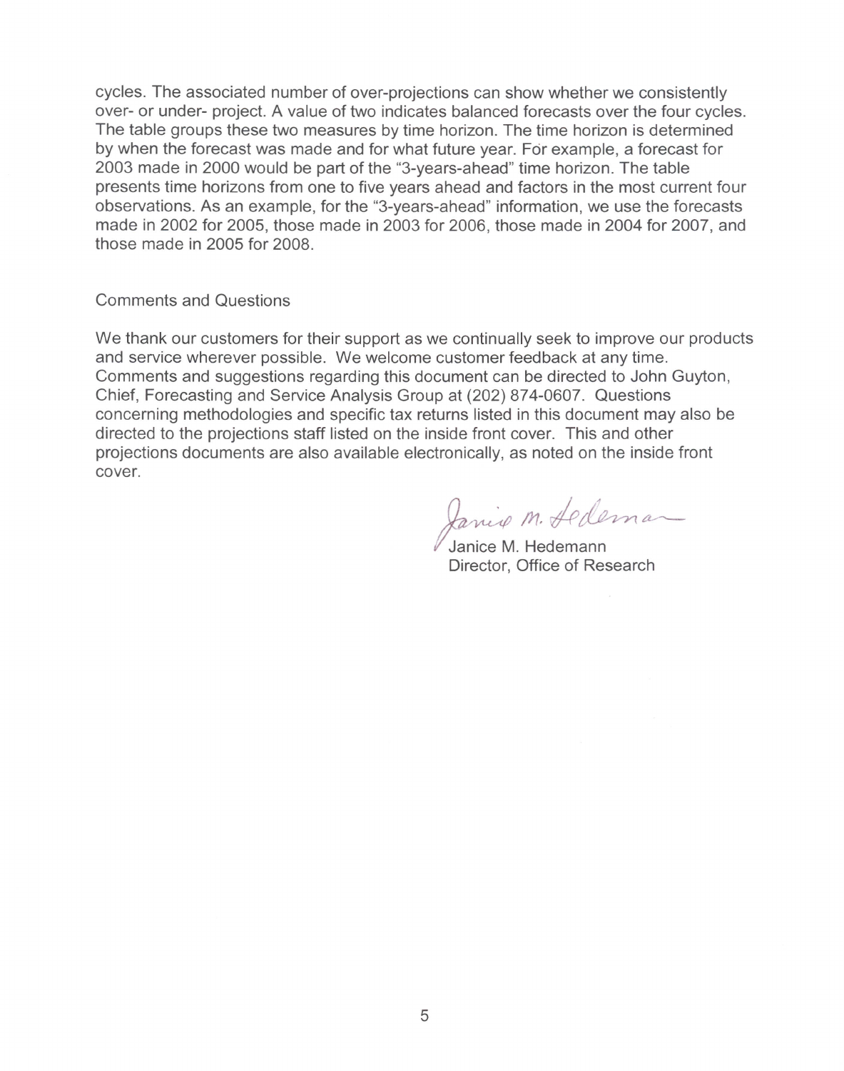cycles. The associated number of over-projections can show whether we consistently over- or under- project. A value of two indicates balanced forecasts over the four cycles. The table groups these two measures by time horizon. The time horizon is determined by when the forecast was made and for what future year. For example, a forecast for 2003 made in 2000 would be part of the "3-years-ahead" time horizon. The table presents time horizons from one to five years ahead and factors in the most current four observations. As an example, for the "3-years-ahead" information, we use the forecasts made in 2002 for 2005, those made in 2003 for 2006, those made in 2004 for 2007, and those made in 2005 for 2008.

## Comments and Questions

We thank our customers for their support as we continually seek to improve our products and service wherever possible. We welcome customer feedback at any time. Comments and suggestions regarding this document can be directed to John Guyton, Chief, Forecasting and Service Analysis Group at (202) 874-0607. Questions concerning methodologies and specific tax returns listed in this document may also be directed to the projections staff listed on the inside front cover. This and other projections documents are also available electronically, as noted on the inside front cover.

Janice M. Hedemann
Director, Office of Research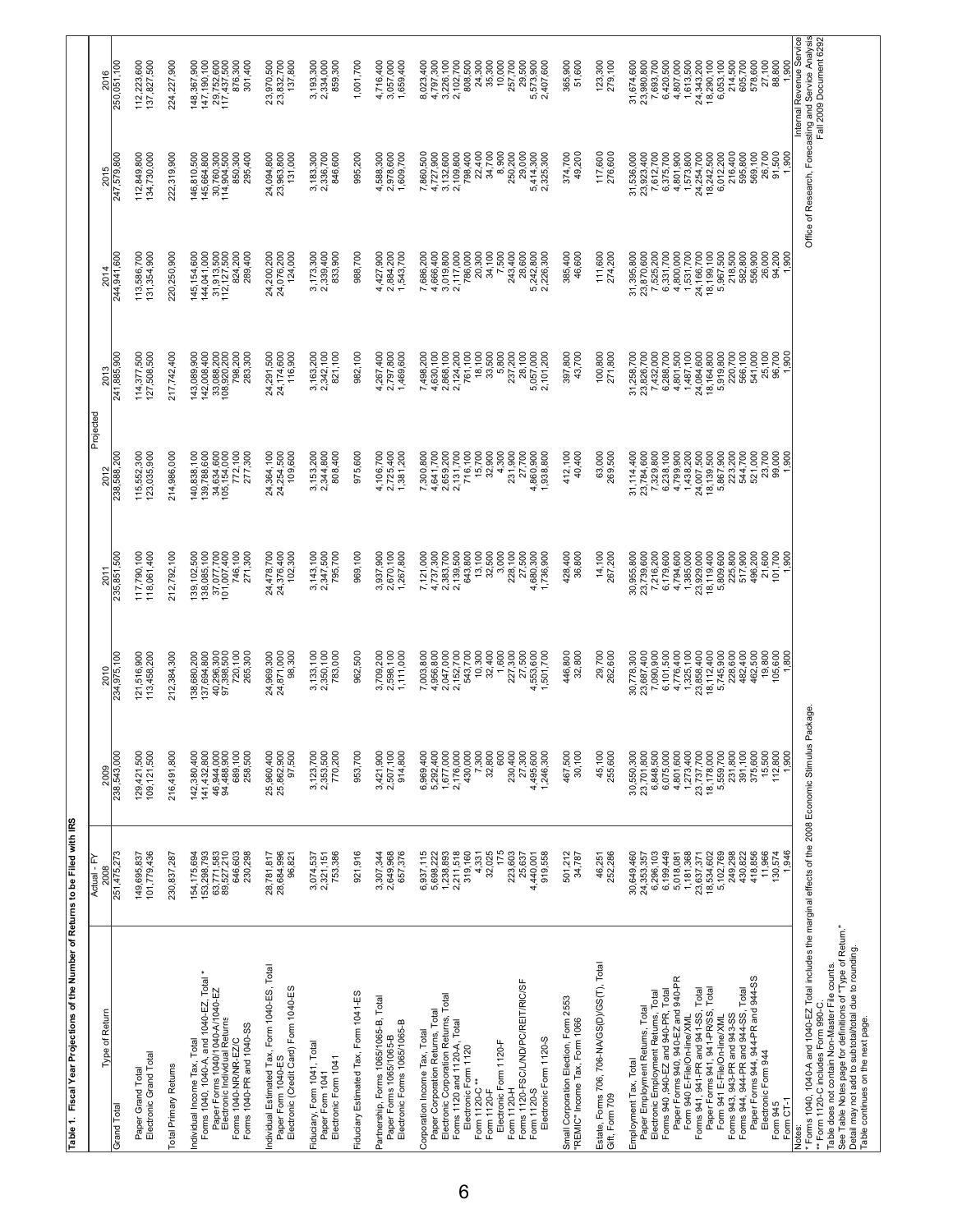**Table 1. Fiscal Year Projections of the Number of Returns to be Filed with IRS**

| Type of Return | Actual - FY 2008 | Projected 2009 | 2010 | 2011 | 2012 | 2013 | 2014 | 2015 | 2016 |
|---|---|---|---|---|---|---|---|---|---|
| Grand Total | 251,475,273 | 238,543,000 | 234,975,100 | 235,851,500 | 238,588,200 | 241,885,900 | 244,941,600 | 247,579,800 | 250,051,100 |
| Paper Grand Total | 149,695,837 | 129,421,500 | 121,516,900 | 117,790,100 | 115,552,300 | 114,377,500 | 113,586,700 | 112,849,800 | 112,223,600 |
| Electronic Grand Total | 101,779,436 | 109,121,500 | 113,458,200 | 118,061,400 | 123,035,900 | 127,508,500 | 131,354,900 | 134,730,000 | 137,827,500 |
| Total Primary Returns | 230,837,287 | 216,491,800 | 212,384,300 | 212,792,100 | 214,986,000 | 217,742,400 | 220,250,900 | 222,319,900 | 224,227,900 |
| Individual Income Tax, Total | 154,175,694 | 142,380,400 | 138,680,200 | 139,102,500 | 140,838,100 | 143,089,900 | 145,154,600 | 146,810,500 | 148,367,900 |
| Forms 1040, 1040-A, and 1040-EZ, Total * | 153,298,793 | 141,432,800 | 137,694,800 | 138,085,100 | 139,788,600 | 142,008,400 | 144,041,000 | 145,664,800 | 147,190,100 |
| Paper Forms 1040/1040-A/1040-EZ | 63,771,583 | 46,944,000 | 40,296,300 | 37,077,700 | 34,634,600 | 33,088,200 | 31,913,500 | 30,760,300 | 29,752,600 |
| Electronic Individual Returns | 89,527,210 | 94,488,900 | 97,398,500 | 101,007,400 | 105,154,000 | 108,920,200 | 112,127,500 | 114,904,500 | 117,437,500 |
| Forms 1040-NR/NR-EZ/C | 646,603 | 689,100 | 720,100 | 746,100 | 772,100 | 798,200 | 824,200 | 850,300 | 876,300 |
| Forms 1040-PR and 1040-SS | 230,298 | 258,500 | 265,300 | 271,300 | 277,300 | 283,300 | 289,400 | 295,400 | 301,400 |
| Individual Estimated Tax, Form 1040-ES, Total | 28,781,817 | 25,960,400 | 24,969,300 | 24,478,700 | 24,364,100 | 24,291,500 | 24,200,200 | 24,094,800 | 23,970,500 |
| Paper Form 1040-ES | 28,684,996 | 25,862,900 | 24,871,000 | 24,376,400 | 24,254,500 | 24,174,600 | 24,076,200 | 23,963,800 | 23,832,700 |
| Electronic (Credit Card) Form 1040-ES | 96,821 | 97,500 | 98,300 | 102,300 | 109,600 | 116,900 | 124,000 | 131,000 | 137,800 |
| Fiduciary, Form 1041, Total | 3,074,537 | 3,123,700 | 3,133,100 | 3,143,100 | 3,153,200 | 3,163,200 | 3,173,300 | 3,183,300 | 3,193,300 |
| Paper Form 1041 | 2,321,151 | 2,353,500 | 2,350,100 | 2,347,500 | 2,344,800 | 2,342,100 | 2,339,400 | 2,336,700 | 2,334,000 |
| Electronic Form 1041 | 753,386 | 770,200 | 783,000 | 795,700 | 808,400 | 821,100 | 833,900 | 846,600 | 859,300 |
| Fiduciary Estimated Tax, Form 1041-ES | 921,916 | 953,700 | 962,500 | 969,100 | 975,600 | 982,100 | 988,700 | 995,200 | 1,001,700 |
| Partnership, Forms 1065/1065-B, Total | 3,307,344 | 3,421,900 | 3,709,200 | 3,937,900 | 4,106,700 | 4,267,400 | 4,427,900 | 4,588,300 | 4,716,400 |
| Paper Forms 1065/1065-B | 2,649,968 | 2,507,100 | 2,598,100 | 2,670,100 | 2,725,400 | 2,797,800 | 2,884,200 | 2,978,600 | 3,057,000 |
| Electronic Forms 1065/1065-B | 657,376 | 914,800 | 1,111,000 | 1,267,800 | 1,381,200 | 1,469,600 | 1,543,700 | 1,609,700 | 1,659,400 |
| Corporation Income Tax, Total | 6,937,115 | 6,969,400 | 7,003,800 | 7,121,000 | 7,300,800 | 7,498,200 | 7,686,200 | 7,860,500 | 8,023,400 |
| Paper Corporation Returns, Total | 5,698,222 | 5,292,400 | 4,956,800 | 4,737,300 | 4,641,700 | 4,630,100 | 4,666,400 | 4,727,900 | 4,797,300 |
| Electronic Corporation Returns, Total | 1,238,893 | 1,677,000 | 2,047,000 | 2,383,700 | 2,659,200 | 2,868,100 | 3,019,800 | 3,132,600 | 3,226,100 |
| Forms 1120 and 1120-A, Total | 2,211,518 | 2,176,000 | 2,152,700 | 2,139,500 | 2,131,700 | 2,124,200 | 2,117,000 | 2,109,800 | 2,102,700 |
| Electronic Form 1120 | 319,160 | 430,000 | 543,700 | 643,800 | 716,100 | 761,100 | 786,000 | 798,400 | 808,500 |
| Form 1120-C ** | 4,331 | 7,300 | 10,300 | 13,100 | 15,700 | 18,100 | 20,300 | 22,400 | 24,300 |
| Form 1120-F | 32,025 | 32,800 | 32,400 | 32,500 | 32,900 | 33,500 | 34,100 | 34,700 | 35,300 |
| Electronic Form 1120-F | 175 | 600 | 1,600 | 3,000 | 4,300 | 5,800 | 7,500 | 8,900 | 10,000 |
| Form 1120-H | 223,603 | 230,400 | 227,300 | 228,100 | 231,900 | 237,200 | 243,400 | 250,200 | 257,700 |
| Forms 1120-FSC/L/ND/PC/REIT/RIC/SF | 25,637 | 27,300 | 27,500 | 27,500 | 27,700 | 28,100 | 28,600 | 29,000 | 29,500 |
| Form 1120-S | 4,440,001 | 4,495,600 | 4,553,600 | 4,680,300 | 4,860,900 | 5,057,000 | 5,242,800 | 5,414,300 | 5,573,900 |
| Electronic Form 1120-S | 919,558 | 1,246,300 | 1,501,700 | 1,736,900 | 1,938,800 | 2,101,200 | 2,226,300 | 2,325,300 | 2,407,600 |
| Small Corporation Election, Form 2553 | 501,212 | 467,500 | 446,800 | 428,400 | 412,100 | 397,800 | 385,400 | 374,700 | 365,900 |
| "REMIC" Income Tax, Form 1066 | 34,787 | 30,100 | 32,800 | 36,800 | 40,400 | 43,700 | 46,600 | 49,200 | 51,600 |
| Estate, Forms 706, 706-NA/GS(D)/GS(T), Total | 46,251 | 45,100 | 29,700 | 14,100 | 63,000 | 100,800 | 111,600 | 117,600 | 123,300 |
| Gift, Form 709 | 252,286 | 255,600 | 262,600 | 267,200 | 269,500 | 271,800 | 274,200 | 276,600 | 279,100 |
| Employment Tax, Total | 30,649,460 | 30,550,300 | 30,778,300 | 30,955,800 | 31,114,400 | 31,258,700 | 31,395,800 | 31,536,000 | 31,674,600 |
| Paper Employment Returns, Total | 24,353,357 | 23,701,800 | 23,687,400 | 23,739,600 | 23,784,600 | 23,826,700 | 23,870,600 | 23,923,400 | 23,980,800 |
| Electronic Employment Returns, Total | 6,296,103 | 6,848,500 | 7,090,900 | 7,216,200 | 7,329,800 | 7,432,000 | 7,525,200 | 7,612,700 | 7,693,700 |
| Forms 940, 940-EZ and 940-PR, Total | 6,199,449 | 6,075,000 | 6,101,500 | 6,179,600 | 6,238,100 | 6,288,700 | 6,331,700 | 6,375,700 | 6,420,500 |
| Paper Forms 940, 940-EZ and 940-PR | 5,018,081 | 4,801,600 | 4,776,400 | 4,794,600 | 4,799,900 | 4,801,500 | 4,800,000 | 4,801,900 | 4,807,000 |
| Form 940 E-File/On-line/XML | 1,181,368 | 1,273,400 | 1,325,100 | 1,385,000 | 1,438,200 | 1,487,100 | 1,531,700 | 1,573,800 | 1,613,500 |
| Forms 941, 941-PR and 941-SS, Total | 23,637,371 | 23,737,700 | 23,858,400 | 23,929,000 | 24,007,500 | 24,084,600 | 24,166,700 | 24,254,700 | 24,343,200 |
| Paper Forms 941, 941-PR/SS, Total | 18,534,602 | 18,178,000 | 18,112,400 | 18,119,400 | 18,139,500 | 18,164,800 | 18,199,100 | 18,242,500 | 18,290,100 |
| Form 941 E-File/On-line/XML | 5,102,769 | 5,559,700 | 5,745,900 | 5,809,600 | 5,867,900 | 5,919,800 | 5,967,500 | 6,012,200 | 6,053,100 |
| Forms 943, 943-PR and 943-SS | 249,298 | 231,800 | 228,600 | 225,800 | 223,200 | 220,700 | 218,500 | 216,400 | 214,500 |
| Forms 944, 944-PR and 944-SS, Total | 430,822 | 391,100 | 482,400 | 517,900 | 544,700 | 566,100 | 582,800 | 595,800 | 605,700 |
| Paper Forms 944, 944-PR and 944-SS | 418,856 | 375,600 | 462,500 | 496,200 | 521,000 | 541,000 | 556,900 | 569,100 | 578,600 |
| Electronic Form 944 | 11,966 | 15,500 | 19,800 | 21,600 | 23,700 | 25,100 | 26,000 | 26,700 | 27,100 |
| Form 945 | 130,574 | 112,800 | 105,600 | 101,700 | 99,000 | 96,700 | 94,200 | 91,500 | 88,800 |
| Form CT-1 | 1,946 | 1,900 | 1,800 | 1,900 | 1,900 | 1,900 | 1,900 | 1,900 | 1,900 |

Notes:
\* Forms 1040, 1040-A and 1040-EZ Total includes the marginal effects of the 2008 Economic Stimulus Package.
\** Form 1120-C includes Form 990-C.
Table does not contain Non-Master File counts.
See Table Notes page for definitions of "Type of Return."
Detail may not add to subtotal/total due to rounding.
Table continues on the next page.

Internal Revenue Service
Office of Research, Forecasting and Service Analysis
Fall 2009 Document 6292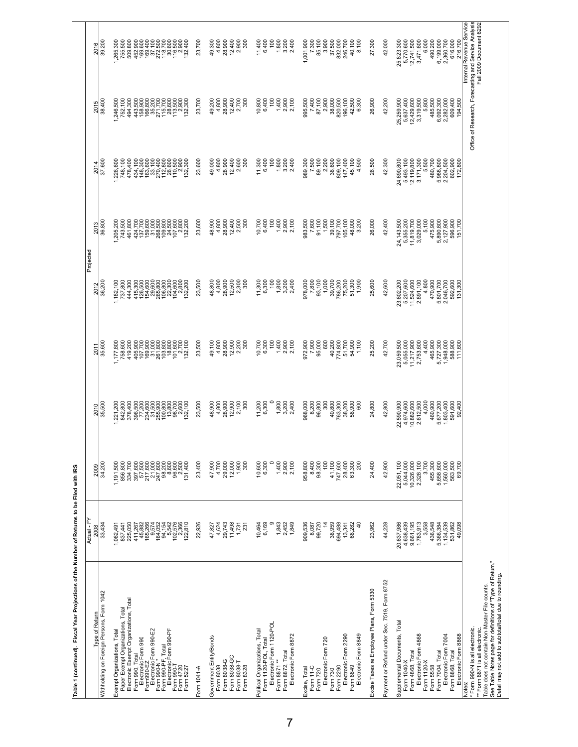**Table 1 (continued). Fiscal Year Projections of the Number of Returns to be Filed with IRS**

| Type of Return | Actual - FY 2008 | 2009 | 2010 | 2011 | 2012 | 2013 | 2014 | 2015 | 2016 |
|---|---|---|---|---|---|---|---|---|---|
| | | Projected | | | | | | | |
| Withholding on Foreign Persons, Form 1042 | 33,434 | 34,200 | 35,500 | 35,600 | 36,200 | 36,800 | 37,600 | 38,400 | 39,200 |
| | | | | | | | | | |
| Exempt Organizations, Total | 1,062,491 | 1,191,500 | 1,221,200 | 1,177,800 | 1,182,100 | 1,205,200 | 1,226,600 | 1,246,500 | 1,265,300 |
| Paper Exempt Organizations, Total | 837,441 | 856,800 | 842,800 | 758,600 | 737,800 | 743,500 | 748,100 | 752,100 | 755,500 |
| Electronic Exempt Organizations, Total | 225,050 | 334,700 | 378,400 | 419,200 | 444,300 | 461,800 | 478,400 | 494,300 | 509,800 |
| Form 990, Total | 411,267 | 397,600 | 396,500 | 405,900 | 415,300 | 424,700 | 434,100 | 443,500 | 452,900 |
| Electronic Form 990 | 45,882 | 57,500 | 77,200 | 107,700 | 126,500 | 137,700 | 148,300 | 158,900 | 169,600 |
| Form 990-EZ | 165,266 | 217,600 | 234,600 | 169,900 | 154,600 | 159,600 | 163,600 | 168,800 | 169,400 |
| Electronic Form 990-EZ | 9,574 | 21,000 | 31,500 | 31,000 | 29,600 | 31,000 | 33,100 | 35,200 | 37,100 |
| Form 990-N * | 164,052 | 247,600 | 255,900 | 261,800 | 265,800 | 268,500 | 270,400 | 271,700 | 272,500 |
| Form 990-PF, Total | 94,154 | 98,200 | 100,800 | 103,800 | 106,800 | 109,800 | 112,800 | 115,700 | 118,700 |
| Electronic Form 990-PF | 5,542 | 8,600 | 13,800 | 18,800 | 22,300 | 24,500 | 26,600 | 28,600 | 30,600 |
| Form 990-T | 102,506 | 95,600 | 98,700 | 101,600 | 104,200 | 107,600 | 110,500 | 113,500 | 116,500 |
| Form 4720 | 2,366 | 2,500 | 2,600 | 2,700 | 2,800 | 2,800 | 2,900 | 2,900 | 2,900 |
| Form 5227 | 122,810 | 131,400 | 132,100 | 132,100 | 132,200 | 132,200 | 132,300 | 132,300 | 132,400 |
| | | | | | | | | | |
| Form 1041-A | 22,926 | 23,400 | 23,500 | 23,500 | 23,500 | 23,600 | 23,600 | 23,700 | 23,700 |
| | | | | | | | | | |
| Government Entity/Bonds | 47,827 | 47,900 | 48,900 | 49,100 | 48,800 | 48,900 | 49,000 | 49,200 | 49,300 |
| Form 8038 | 4,624 | 4,700 | 4,800 | 4,800 | 4,800 | 4,800 | 4,800 | 4,800 | 4,800 |
| Form 8038-G | 29,743 | 29,000 | 28,900 | 28,900 | 28,900 | 28,900 | 28,900 | 28,900 | 28,900 |
| Form 8038-GC | 11,498 | 12,000 | 12,900 | 12,900 | 12,500 | 12,400 | 12,400 | 12,400 | 12,400 |
| Form 8038-T | 1,731 | 1,900 | 2,100 | 2,200 | 2,300 | 2,500 | 2,600 | 2,700 | 2,900 |
| Form 8328 | 231 | 300 | 300 | 300 | 300 | 300 | 300 | 300 | 300 |
| | | | | | | | | | |
| Political Organizations, Total | 10,464 | 10,600 | 11,200 | 10,700 | 11,300 | 10,700 | 11,300 | 10,800 | 11,400 |
| Form 1120-POL, Total | 6,169 | 6,300 | 6,300 | 6,300 | 6,300 | 6,400 | 6,400 | 6,400 | 6,400 |
| Electronic Form 1120-POL | 9 | 0 | 0 | 100 | 100 | 100 | 100 | 100 | 100 |
| Form 8871 ** | 1,843 | 1,400 | 1,800 | 1,400 | 1,800 | 1,400 | 1,800 | 1,400 | 1,800 |
| Form 8872, Total | 2,452 | 2,900 | 3,200 | 2,900 | 3,200 | 2,900 | 3,200 | 2,900 | 3,200 |
| Electronic Form 8872 | 1,849 | 2,100 | 2,400 | 2,100 | 2,400 | 2,100 | 2,400 | 2,100 | 2,400 |
| | | | | | | | | | |
| Excise, Total | 909,536 | 958,800 | 968,000 | 972,900 | 978,000 | 983,500 | 989,300 | 995,500 | 1,001,900 |
| Form 11-C | 8,087 | 8,400 | 8,200 | 7,900 | 7,800 | 7,600 | 7,500 | 7,400 | 7,300 |
| Form 720 | 99,720 | 98,300 | 96,800 | 95,000 | 93,100 | 91,100 | 89,100 | 87,100 | 85,100 |
| Electronic Form 720 | 14 | 100 | 300 | 600 | 1,000 | 1,500 | 2,200 | 2,900 | 3,900 |
| Form 730 | 38,959 | 41,100 | 40,800 | 40,200 | 39,700 | 39,100 | 38,600 | 38,000 | 37,500 |
| Form 2290 | 694,488 | 747,600 | 763,300 | 774,800 | 786,200 | 797,700 | 809,100 | 820,500 | 832,000 |
| Electronic Form 2290 | 13,341 | 28,400 | 38,200 | 51,700 | 75,200 | 105,100 | 147,400 | 196,100 | 246,700 |
| Form 8849 | 68,282 | 63,300 | 58,900 | 54,900 | 51,300 | 48,000 | 45,100 | 42,500 | 40,100 |
| Electronic Form 8849 | 40 | 200 | 600 | 1,100 | 1,900 | 3,200 | 4,500 | 6,300 | 8,100 |
| | | | | | | | | | |
| Excise Taxes re Employee Plans, Form 5330 | 23,962 | 24,400 | 24,800 | 25,200 | 25,600 | 26,000 | 26,500 | 26,900 | 27,300 |
| | | | | | | | | | |
| Payment or Refund under Sec. 7519, Form 8752 | 44,228 | 42,900 | 42,800 | 42,700 | 42,600 | 42,400 | 42,300 | 42,200 | 42,000 |
| | | | | | | | | | |
| Supplemental Documents, Total | 20,637,986 | 22,051,100 | 22,590,900 | 23,059,500 | 23,602,200 | 24,143,500 | 24,690,800 | 25,259,900 | 25,823,300 |
| Form 1040-X | 4,638,439 | 5,044,000 | 4,974,600 | 5,055,000 | 5,207,600 | 5,355,200 | 5,493,100 | 5,637,400 | 5,770,600 |
| Form 4868, Total | 9,661,195 | 10,326,000 | 10,882,600 | 11,217,900 | 11,524,600 | 11,819,700 | 12,119,800 | 12,429,600 | 12,741,500 |
| Electronic Form 4868 | 1,783,913 | 2,328,100 | 2,612,500 | 2,753,600 | 2,891,100 | 3,029,000 | 3,171,300 | 3,319,500 | 3,471,600 |
| Form 1120-X | 3,558 | 3,700 | 4,000 | 4,400 | 4,800 | 5,100 | 5,500 | 5,800 | 6,000 |
| Form 5558 | 436,548 | 455,300 | 460,900 | 465,900 | 470,900 | 475,900 | 480,700 | 485,500 | 490,200 |
| Form 7004, Total | 5,366,384 | 5,658,600 | 5,677,200 | 5,727,300 | 5,801,700 | 5,890,800 | 5,988,800 | 6,092,300 | 6,199,000 |
| Electronic Form 7004 | 1,134,539 | 1,560,000 | 1,803,400 | 1,948,000 | 2,046,700 | 2,127,900 | 2,204,500 | 2,282,000 | 2,360,700 |
| Form 8868, Total | 531,862 | 563,500 | 591,600 | 588,900 | 592,600 | 596,900 | 602,900 | 609,400 | 616,000 |
| Electronic Form 8868 | 49,098 | 69,700 | 92,400 | 111,600 | 131,300 | 151,700 | 172,800 | 194,500 | 216,700 |

Notes:
\* Form 990-N is all electronic.
\** Form 8871 is all electronic.
Table does not contain Non-Master File counts.
See Table Notes page for definitions of "Type of Return."
Detail may not add to subtotal/total due to rounding.

Internal Revenue Service
Office of Research, Forecasting and Service Analysis
Fall 2009 Document 6292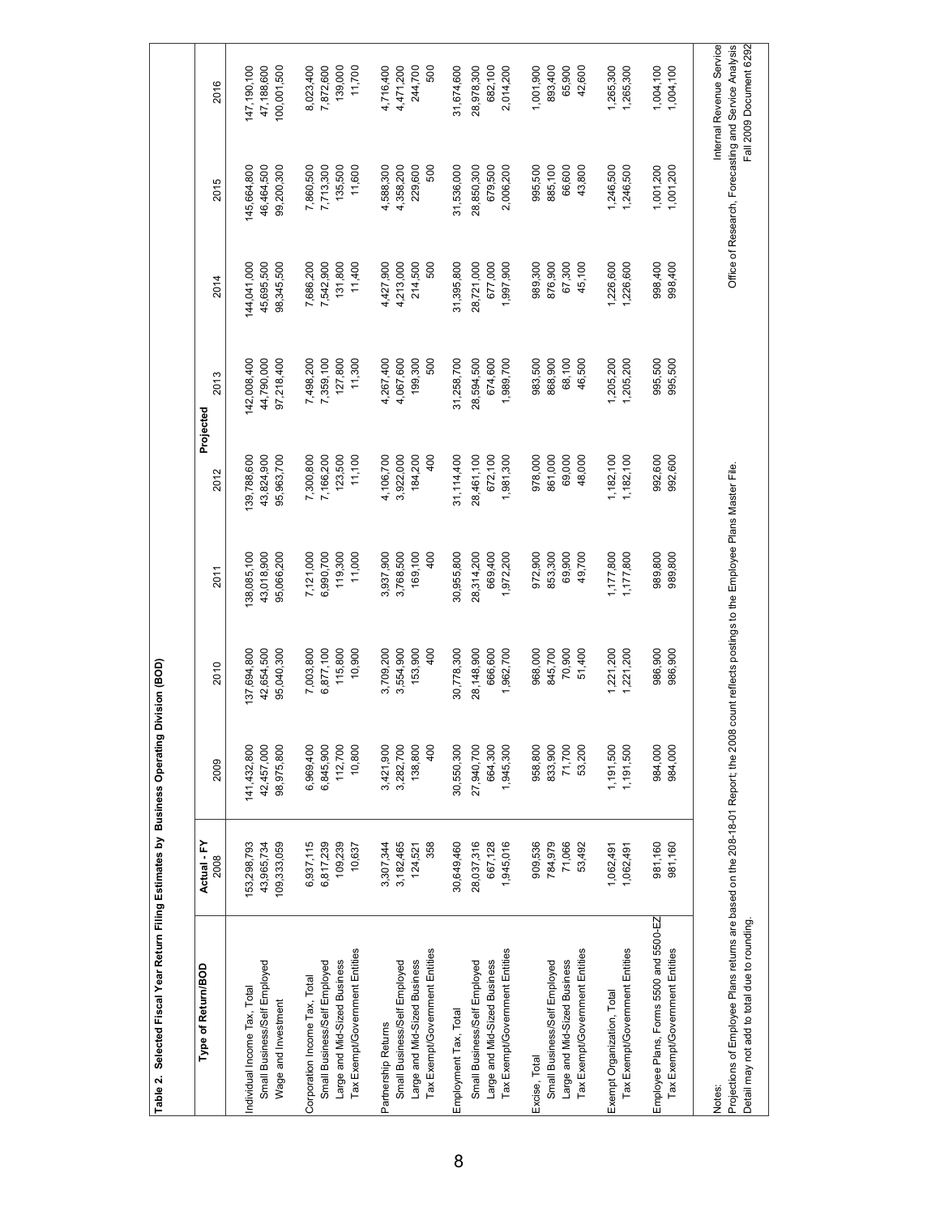**Table 2. Selected Fiscal Year Return Filing Estimates by Business Operating Division (BOD)**

| Type of Return/BOD | Actual - FY 2008 | 2009 | 2010 | 2011 | 2012 | 2013 | 2014 | 2015 | 2016 |
|---|---|---|---|---|---|---|---|---|---|
| | | Projected | | | | | | | |
| Individual Income Tax, Total | 153,298,793 | 141,432,800 | 137,694,800 | 138,085,100 | 139,788,600 | 142,008,400 | 144,041,000 | 145,664,800 | 147,190,100 |
| Small Business/Self Employed | 43,965,734 | 42,457,000 | 42,654,500 | 43,018,900 | 43,824,900 | 44,790,000 | 45,695,500 | 46,464,500 | 47,188,600 |
| Wage and Investment | 109,333,059 | 98,975,800 | 95,040,300 | 95,066,200 | 95,963,700 | 97,218,400 | 98,345,500 | 99,200,300 | 100,001,500 |
| Corporation Income Tax, Total | 6,937,115 | 6,969,400 | 7,003,800 | 7,121,000 | 7,300,800 | 7,498,200 | 7,686,200 | 7,860,500 | 8,023,400 |
| Small Business/Self Employed | 6,817,239 | 6,845,900 | 6,877,100 | 6,990,700 | 7,166,200 | 7,359,100 | 7,542,900 | 7,713,300 | 7,872,600 |
| Large and Mid-Sized Business | 109,239 | 112,700 | 115,800 | 119,300 | 123,500 | 127,800 | 131,800 | 135,500 | 139,000 |
| Tax Exempt/Government Entities | 10,637 | 10,800 | 10,900 | 11,000 | 11,100 | 11,300 | 11,400 | 11,600 | 11,700 |
| Partnership Returns | 3,307,344 | 3,421,900 | 3,709,200 | 3,937,900 | 4,106,700 | 4,267,400 | 4,427,900 | 4,588,300 | 4,716,400 |
| Small Business/Self Employed | 3,182,465 | 3,282,700 | 3,554,900 | 3,768,500 | 3,922,000 | 4,067,600 | 4,213,000 | 4,358,200 | 4,471,200 |
| Large and Mid-Sized Business | 124,521 | 138,800 | 153,900 | 169,100 | 184,200 | 199,300 | 214,500 | 229,600 | 244,700 |
| Tax Exempt/Government Entities | 358 | 400 | 400 | 400 | 400 | 500 | 500 | 500 | 500 |
| Employment Tax, Total | 30,649,460 | 30,550,300 | 30,778,300 | 30,955,800 | 31,114,400 | 31,258,700 | 31,395,800 | 31,536,000 | 31,674,600 |
| Small Business/Self Employed | 28,037,316 | 27,940,700 | 28,148,900 | 28,314,200 | 28,461,100 | 28,594,500 | 28,721,000 | 28,850,300 | 28,978,300 |
| Large and Mid-Sized Business | 667,128 | 664,300 | 666,600 | 669,400 | 672,100 | 674,600 | 677,000 | 679,500 | 682,100 |
| Tax Exempt/Government Entities | 1,945,016 | 1,945,300 | 1,962,700 | 1,972,200 | 1,981,300 | 1,989,700 | 1,997,900 | 2,006,200 | 2,014,200 |
| Excise, Total | 909,536 | 958,800 | 968,000 | 972,900 | 978,000 | 983,500 | 989,300 | 995,500 | 1,001,900 |
| Small Business/Self Employed | 784,979 | 833,900 | 845,700 | 853,300 | 861,000 | 868,900 | 876,900 | 885,100 | 893,400 |
| Large and Mid-Sized Business | 71,066 | 71,700 | 70,900 | 69,900 | 69,000 | 68,100 | 67,300 | 66,600 | 65,900 |
| Tax Exempt/Government Entities | 53,492 | 53,200 | 51,400 | 49,700 | 48,000 | 46,500 | 45,100 | 43,800 | 42,600 |
| Exempt Organization, Total | 1,062,491 | 1,191,500 | 1,221,200 | 1,177,800 | 1,182,100 | 1,205,200 | 1,226,600 | 1,246,500 | 1,265,300 |
| Tax Exempt/Government Entities | 1,062,491 | 1,191,500 | 1,221,200 | 1,177,800 | 1,182,100 | 1,205,200 | 1,226,600 | 1,246,500 | 1,265,300 |
| Employee Plans, Forms 5500 and 5500-EZ | 981,160 | 984,000 | 986,900 | 989,800 | 992,600 | 995,500 | 998,400 | 1,001,200 | 1,004,100 |
| Tax Exempt/Government Entities | 981,160 | 984,000 | 986,900 | 989,800 | 992,600 | 995,500 | 998,400 | 1,001,200 | 1,004,100 |

Notes:
Projections of Employee Plans returns are based on the 208-18-01 Report; the 2008 count reflects postings to the Employee Plans Master File.
Detail may not add to total due to rounding.

Internal Revenue Service
Office of Research, Forecasting and Service Analysis
Fall 2009 Document 6292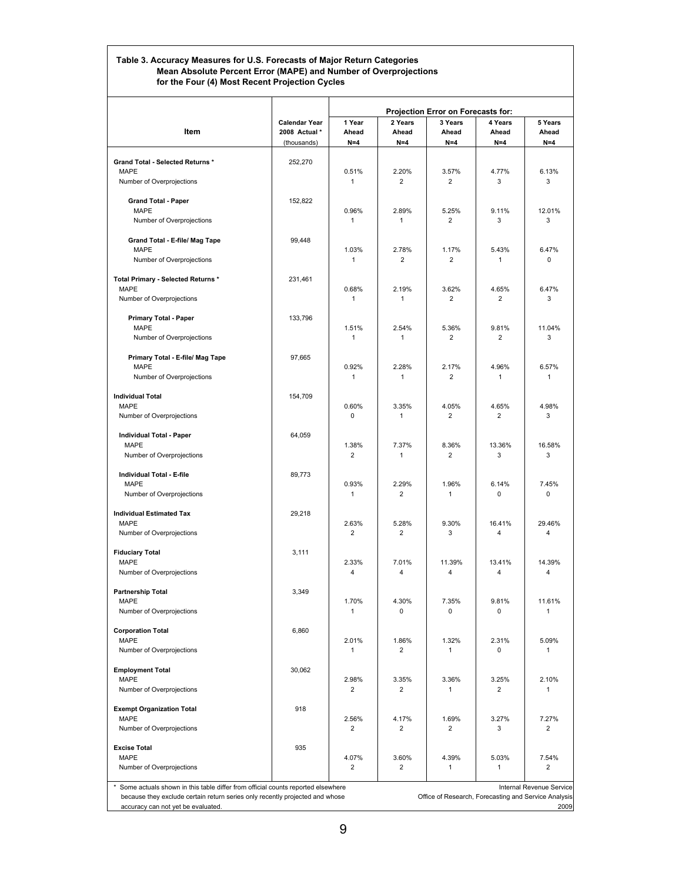**Table 3. Accuracy Measures for U.S. Forecasts of Major Return Categories**
**Mean Absolute Percent Error (MAPE) and Number of Overprojections**
**for the Four (4) Most Recent Projection Cycles**

| Item | Calendar Year 2008 Actual * (thousands) | Projection Error on Forecasts for: | | | | |
|---|---|---|---|---|---|---|
| | | 1 Year Ahead N=4 | 2 Years Ahead N=4 | 3 Years Ahead N=4 | 4 Years Ahead N=4 | 5 Years Ahead N=4 |
| **Grand Total - Selected Returns *** | 252,270 | | | | | |
| MAPE | | 0.51% | 2.20% | 3.57% | 4.77% | 6.13% |
| Number of Overprojections | | 1 | 2 | 2 | 3 | 3 |
| **Grand Total - Paper** | 152,822 | | | | | |
| MAPE | | 0.96% | 2.89% | 5.25% | 9.11% | 12.01% |
| Number of Overprojections | | 1 | 1 | 2 | 3 | 3 |
| **Grand Total - E-file/ Mag Tape** | 99,448 | | | | | |
| MAPE | | 1.03% | 2.78% | 1.17% | 5.43% | 6.47% |
| Number of Overprojections | | 1 | 2 | 2 | 1 | 0 |
| **Total Primary - Selected Returns *** | 231,461 | | | | | |
| MAPE | | 0.68% | 2.19% | 3.62% | 4.65% | 6.47% |
| Number of Overprojections | | 1 | 1 | 2 | 2 | 3 |
| **Primary Total - Paper** | 133,796 | | | | | |
| MAPE | | 1.51% | 2.54% | 5.36% | 9.81% | 11.04% |
| Number of Overprojections | | 1 | 1 | 2 | 2 | 3 |
| **Primary Total - E-file/ Mag Tape** | 97,665 | | | | | |
| MAPE | | 0.92% | 2.28% | 2.17% | 4.96% | 6.57% |
| Number of Overprojections | | 1 | 1 | 2 | 1 | 1 |
| **Individual Total** | 154,709 | | | | | |
| MAPE | | 0.60% | 3.35% | 4.05% | 4.65% | 4.98% |
| Number of Overprojections | | 0 | 1 | 2 | 2 | 3 |
| **Individual Total - Paper** | 64,059 | | | | | |
| MAPE | | 1.38% | 7.37% | 8.36% | 13.36% | 16.58% |
| Number of Overprojections | | 2 | 1 | 2 | 3 | 3 |
| **Individual Total - E-file** | 89,773 | | | | | |
| MAPE | | 0.93% | 2.29% | 1.96% | 6.14% | 7.45% |
| Number of Overprojections | | 1 | 2 | 1 | 0 | 0 |
| **Individual Estimated Tax** | 29,218 | | | | | |
| MAPE | | 2.63% | 5.28% | 9.30% | 16.41% | 29.46% |
| Number of Overprojections | | 2 | 2 | 3 | 4 | 4 |
| **Fiduciary Total** | 3,111 | | | | | |
| MAPE | | 2.33% | 7.01% | 11.39% | 13.41% | 14.39% |
| Number of Overprojections | | 4 | 4 | 4 | 4 | 4 |
| **Partnership Total** | 3,349 | | | | | |
| MAPE | | 1.70% | 4.30% | 7.35% | 9.81% | 11.61% |
| Number of Overprojections | | 1 | 0 | 0 | 0 | 1 |
| **Corporation Total** | 6,860 | | | | | |
| MAPE | | 2.01% | 1.86% | 1.32% | 2.31% | 5.09% |
| Number of Overprojections | | 1 | 2 | 1 | 0 | 1 |
| **Employment Total** | 30,062 | | | | | |
| MAPE | | 2.98% | 3.35% | 3.36% | 3.25% | 2.10% |
| Number of Overprojections | | 2 | 2 | 1 | 2 | 1 |
| **Exempt Organization Total** | 918 | | | | | |
| MAPE | | 2.56% | 4.17% | 1.69% | 3.27% | 7.27% |
| Number of Overprojections | | 2 | 2 | 2 | 3 | 2 |
| **Excise Total** | 935 | | | | | |
| MAPE | | 4.07% | 3.60% | 4.39% | 5.03% | 7.54% |
| Number of Overprojections | | 2 | 2 | 1 | 1 | 2 |

\* Some actuals shown in this table differ from official counts reported elsewhere because they exclude certain return series only recently projected and whose accuracy can not yet be evaluated.

Internal Revenue Service
Office of Research, Forecasting and Service Analysis
2009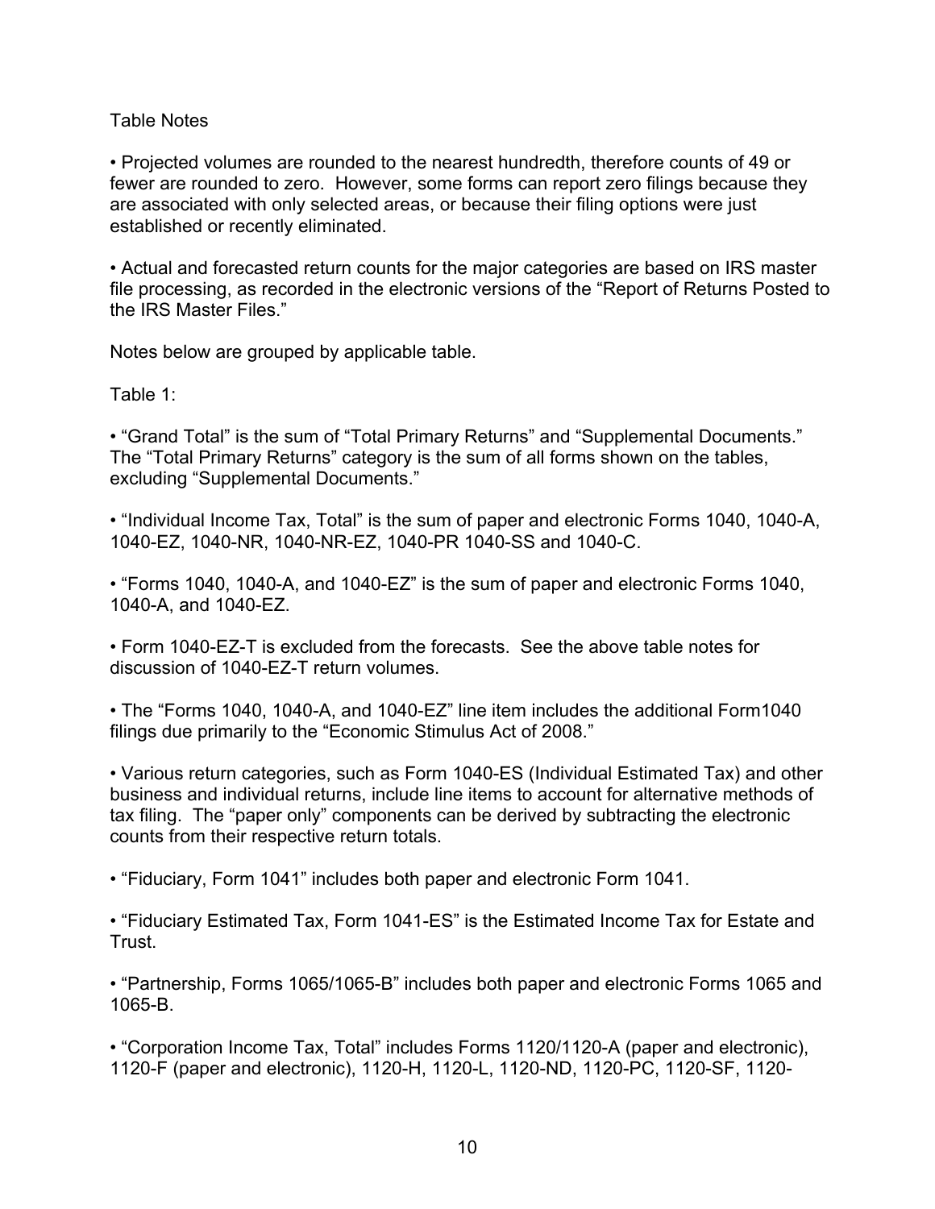Table Notes

• Projected volumes are rounded to the nearest hundredth, therefore counts of 49 or fewer are rounded to zero. However, some forms can report zero filings because they are associated with only selected areas, or because their filing options were just established or recently eliminated.

• Actual and forecasted return counts for the major categories are based on IRS master file processing, as recorded in the electronic versions of the "Report of Returns Posted to the IRS Master Files."

Notes below are grouped by applicable table.

Table 1:

• "Grand Total" is the sum of "Total Primary Returns" and "Supplemental Documents." The "Total Primary Returns" category is the sum of all forms shown on the tables, excluding "Supplemental Documents."

• "Individual Income Tax, Total" is the sum of paper and electronic Forms 1040, 1040-A, 1040-EZ, 1040-NR, 1040-NR-EZ, 1040-PR 1040-SS and 1040-C.

• "Forms 1040, 1040-A, and 1040-EZ" is the sum of paper and electronic Forms 1040, 1040-A, and 1040-EZ.

• Form 1040-EZ-T is excluded from the forecasts. See the above table notes for discussion of 1040-EZ-T return volumes.

• The "Forms 1040, 1040-A, and 1040-EZ" line item includes the additional Form1040 filings due primarily to the "Economic Stimulus Act of 2008."

• Various return categories, such as Form 1040-ES (Individual Estimated Tax) and other business and individual returns, include line items to account for alternative methods of tax filing. The "paper only" components can be derived by subtracting the electronic counts from their respective return totals.

• "Fiduciary, Form 1041" includes both paper and electronic Form 1041.

• "Fiduciary Estimated Tax, Form 1041-ES" is the Estimated Income Tax for Estate and Trust.

• "Partnership, Forms 1065/1065-B" includes both paper and electronic Forms 1065 and 1065-B.

• "Corporation Income Tax, Total" includes Forms 1120/1120-A (paper and electronic), 1120-F (paper and electronic), 1120-H, 1120-L, 1120-ND, 1120-PC, 1120-SF, 1120-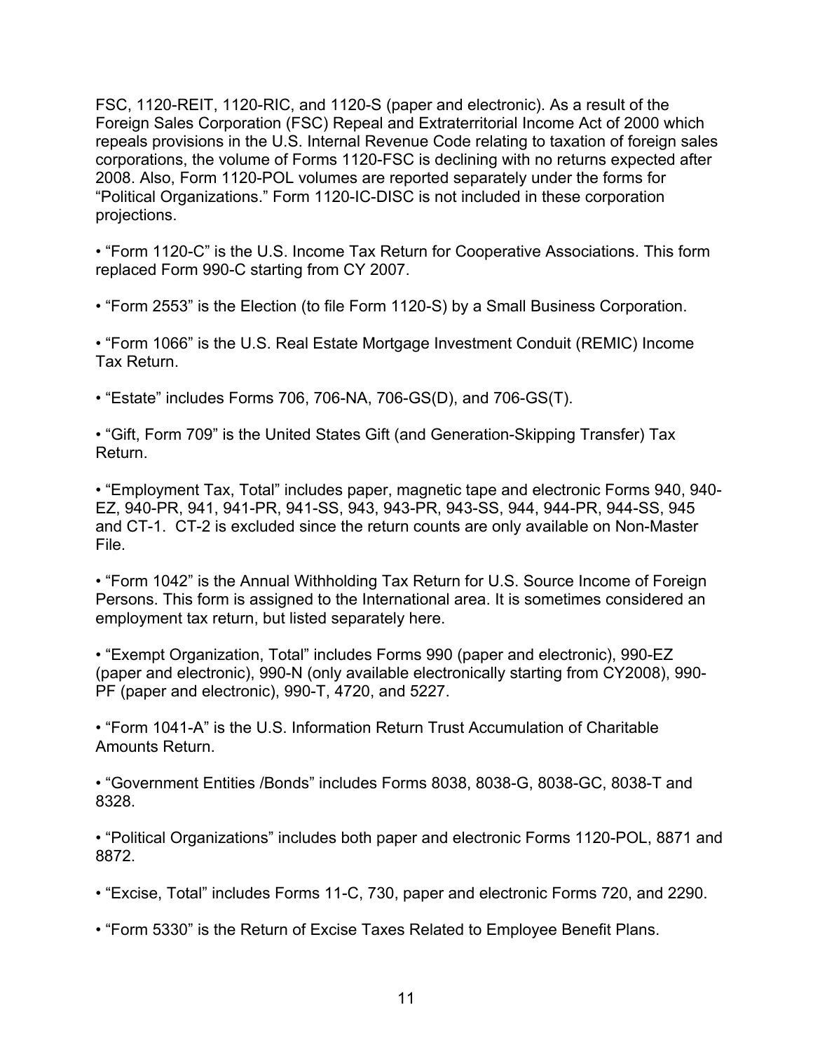FSC, 1120-REIT, 1120-RIC, and 1120-S (paper and electronic). As a result of the Foreign Sales Corporation (FSC) Repeal and Extraterritorial Income Act of 2000 which repeals provisions in the U.S. Internal Revenue Code relating to taxation of foreign sales corporations, the volume of Forms 1120-FSC is declining with no returns expected after 2008. Also, Form 1120-POL volumes are reported separately under the forms for "Political Organizations." Form 1120-IC-DISC is not included in these corporation projections.

- "Form 1120-C" is the U.S. Income Tax Return for Cooperative Associations. This form replaced Form 990-C starting from CY 2007.

- "Form 2553" is the Election (to file Form 1120-S) by a Small Business Corporation.

- "Form 1066" is the U.S. Real Estate Mortgage Investment Conduit (REMIC) Income Tax Return.

- "Estate" includes Forms 706, 706-NA, 706-GS(D), and 706-GS(T).

- "Gift, Form 709" is the United States Gift (and Generation-Skipping Transfer) Tax Return.

- "Employment Tax, Total" includes paper, magnetic tape and electronic Forms 940, 940-EZ, 940-PR, 941, 941-PR, 941-SS, 943, 943-PR, 943-SS, 944, 944-PR, 944-SS, 945 and CT-1. CT-2 is excluded since the return counts are only available on Non-Master File.

- "Form 1042" is the Annual Withholding Tax Return for U.S. Source Income of Foreign Persons. This form is assigned to the International area. It is sometimes considered an employment tax return, but listed separately here.

- "Exempt Organization, Total" includes Forms 990 (paper and electronic), 990-EZ (paper and electronic), 990-N (only available electronically starting from CY2008), 990-PF (paper and electronic), 990-T, 4720, and 5227.

- "Form 1041-A" is the U.S. Information Return Trust Accumulation of Charitable Amounts Return.

- "Government Entities /Bonds" includes Forms 8038, 8038-G, 8038-GC, 8038-T and 8328.

- "Political Organizations" includes both paper and electronic Forms 1120-POL, 8871 and 8872.

- "Excise, Total" includes Forms 11-C, 730, paper and electronic Forms 720, and 2290.

- "Form 5330" is the Return of Excise Taxes Related to Employee Benefit Plans.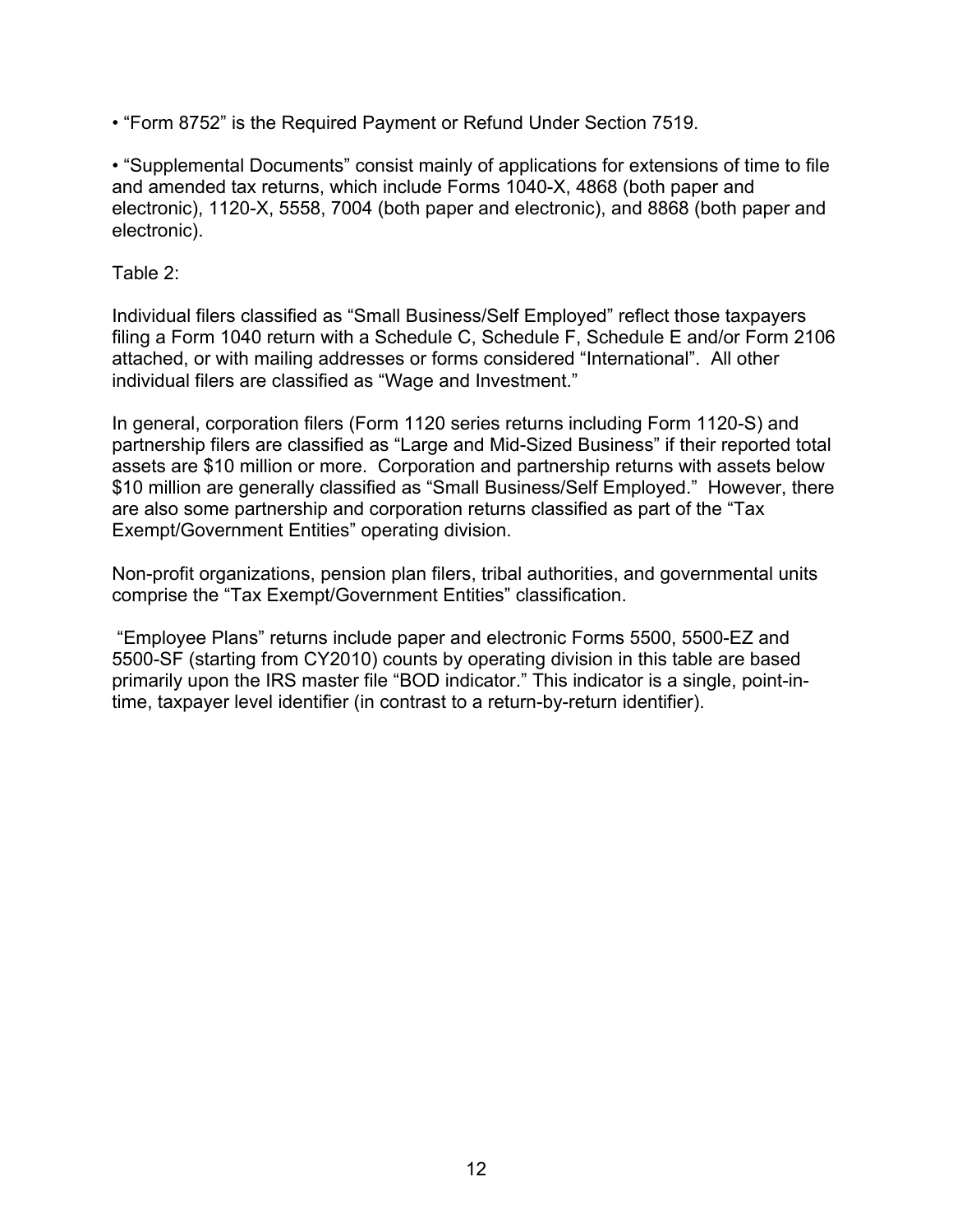- "Form 8752" is the Required Payment or Refund Under Section 7519.

- "Supplemental Documents" consist mainly of applications for extensions of time to file and amended tax returns, which include Forms 1040-X, 4868 (both paper and electronic), 1120-X, 5558, 7004 (both paper and electronic), and 8868 (both paper and electronic).

Table 2:

Individual filers classified as "Small Business/Self Employed" reflect those taxpayers filing a Form 1040 return with a Schedule C, Schedule F, Schedule E and/or Form 2106 attached, or with mailing addresses or forms considered "International". All other individual filers are classified as "Wage and Investment."

In general, corporation filers (Form 1120 series returns including Form 1120-S) and partnership filers are classified as "Large and Mid-Sized Business" if their reported total assets are $10 million or more. Corporation and partnership returns with assets below $10 million are generally classified as "Small Business/Self Employed." However, there are also some partnership and corporation returns classified as part of the "Tax Exempt/Government Entities" operating division.

Non-profit organizations, pension plan filers, tribal authorities, and governmental units comprise the "Tax Exempt/Government Entities" classification.

"Employee Plans" returns include paper and electronic Forms 5500, 5500-EZ and 5500-SF (starting from CY2010) counts by operating division in this table are based primarily upon the IRS master file "BOD indicator." This indicator is a single, point-in-time, taxpayer level identifier (in contrast to a return-by-return identifier).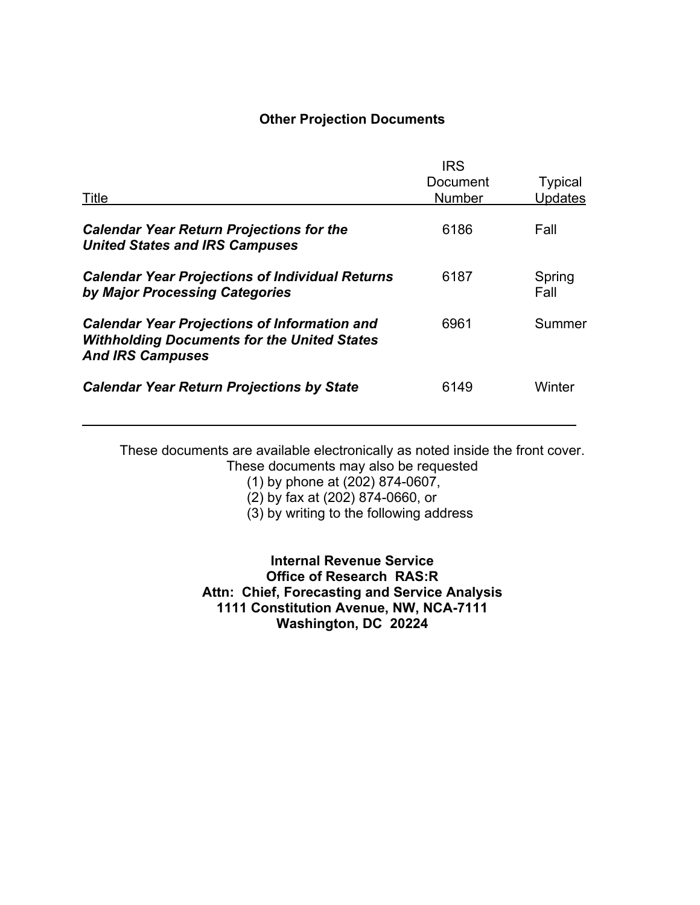## Other Projection Documents

| Title | IRS Document Number | Typical Updates |
|---|---|---|
| ***Calendar Year Return Projections for the United States and IRS Campuses*** | 6186 | Fall |
| ***Calendar Year Projections of Individual Returns by Major Processing Categories*** | 6187 | Spring<br>Fall |
| ***Calendar Year Projections of Information and Withholding Documents for the United States And IRS Campuses*** | 6961 | Summer |
| ***Calendar Year Return Projections by State*** | 6149 | Winter |

These documents are available electronically as noted inside the front cover.
These documents may also be requested

(1) by phone at (202) 874-0607,
(2) by fax at (202) 874-0660, or
(3) by writing to the following address

**Internal Revenue Service**
**Office of Research RAS:R**
**Attn: Chief, Forecasting and Service Analysis**
**1111 Constitution Avenue, NW, NCA-7111**
**Washington, DC 20224**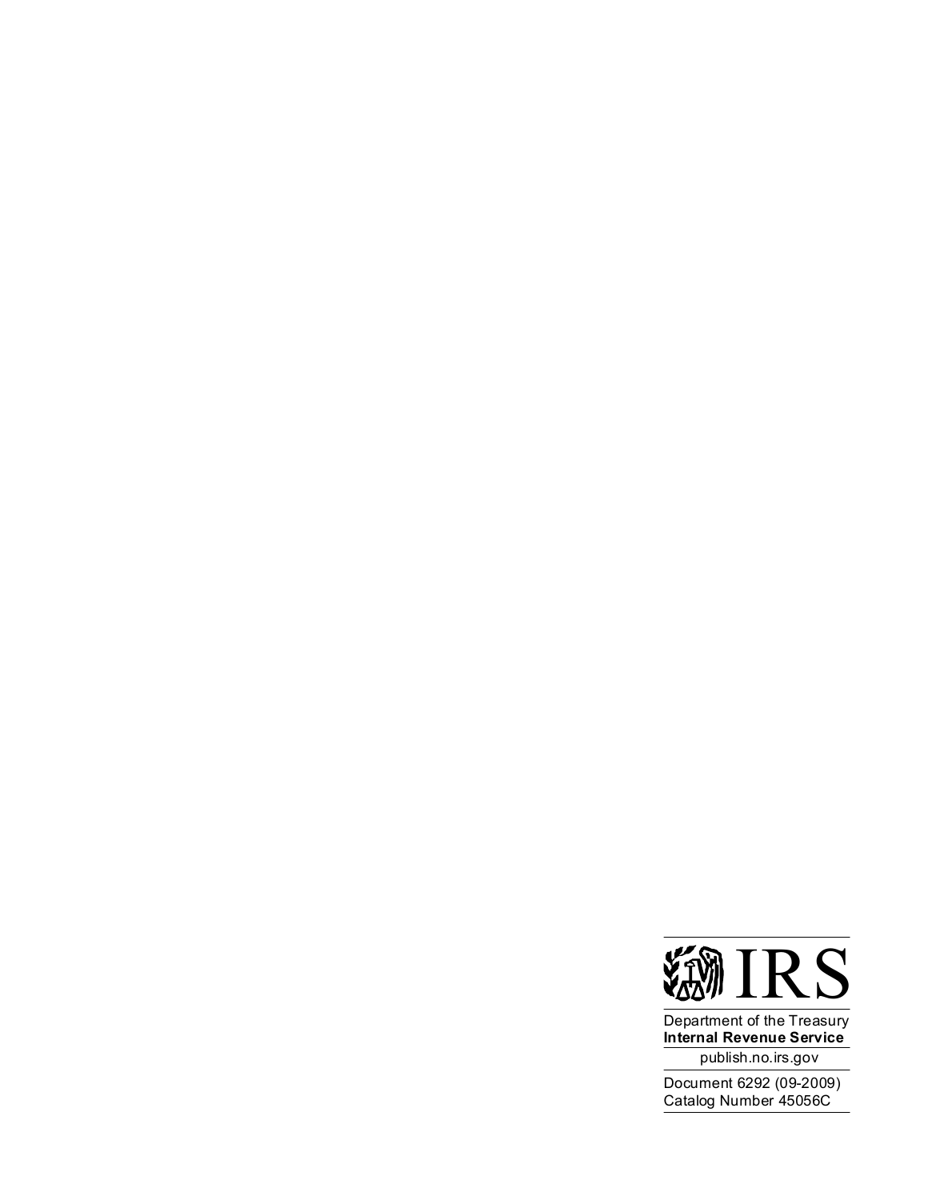IRS

Department of the Treasury
**Internal Revenue Service**

publish.no.irs.gov

Document 6292 (09-2009)
Catalog Number 45056C